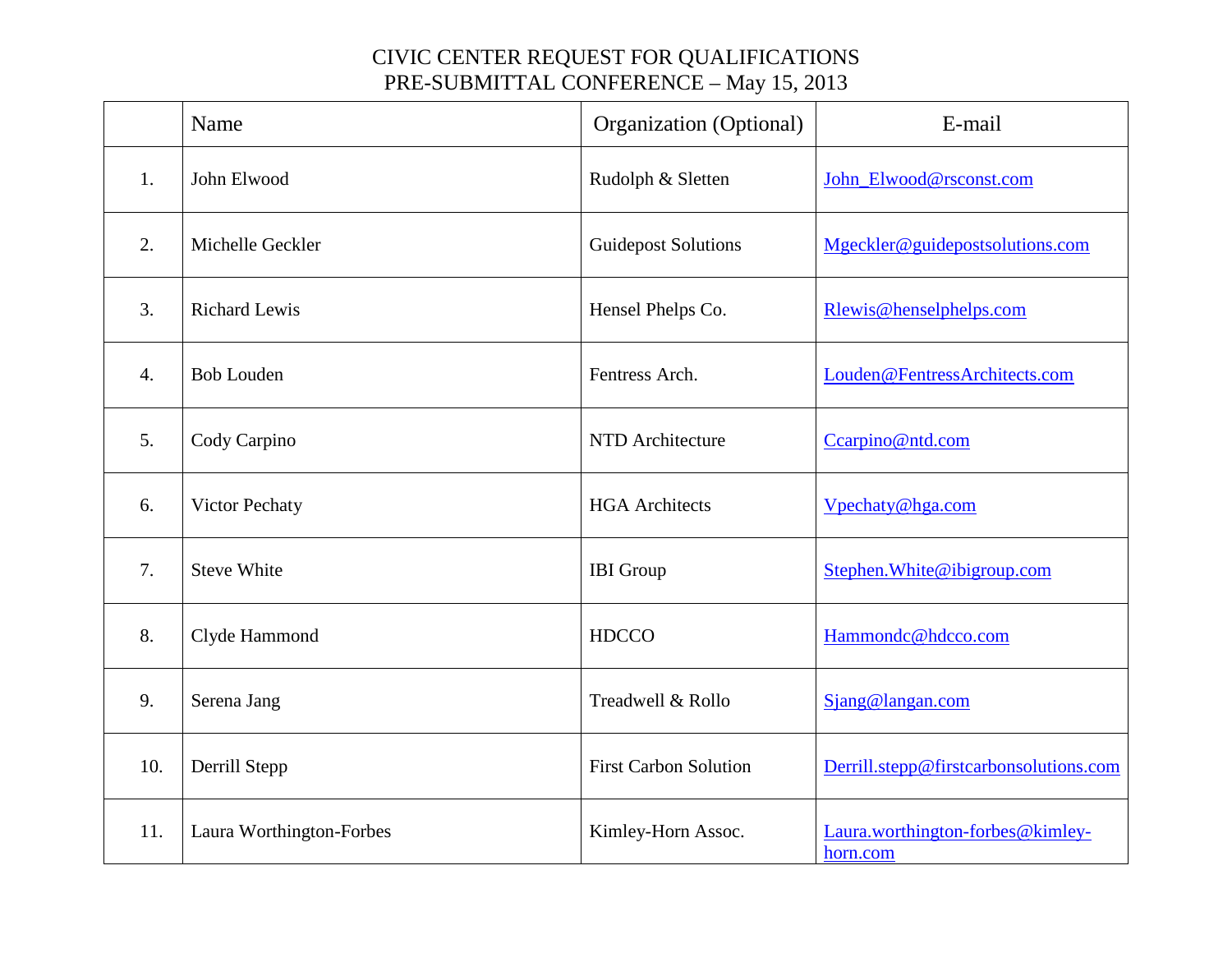# CIVIC CENTER REQUEST FOR QUALIFICATIONS
## PRE-SUBMITTAL CONFERENCE – May 15, 2013

| | Name | Organization (Optional) | E-mail |
|---|---|---|---|
| 1. | John Elwood | Rudolph & Sletten | John_Elwood@rsconst.com |
| 2. | Michelle Geckler | Guidepost Solutions | Mgeckler@guidepostsolutions.com |
| 3. | Richard Lewis | Hensel Phelps Co. | Rlewis@henselphelps.com |
| 4. | Bob Louden | Fentress Arch. | Louden@FentressArchitects.com |
| 5. | Cody Carpino | NTD Architecture | Ccarpino@ntd.com |
| 6. | Victor Pechaty | HGA Architects | Vpechaty@hga.com |
| 7. | Steve White | IBI Group | Stephen.White@ibigroup.com |
| 8. | Clyde Hammond | HDCCO | Hammondc@hdcco.com |
| 9. | Serena Jang | Treadwell & Rollo | Sjang@langan.com |
| 10. | Derrill Stepp | First Carbon Solution | Derrill.stepp@firstcarbonsolutions.com |
| 11. | Laura Worthington-Forbes | Kimley-Horn Assoc. | Laura.worthington-forbes@kimley-horn.com |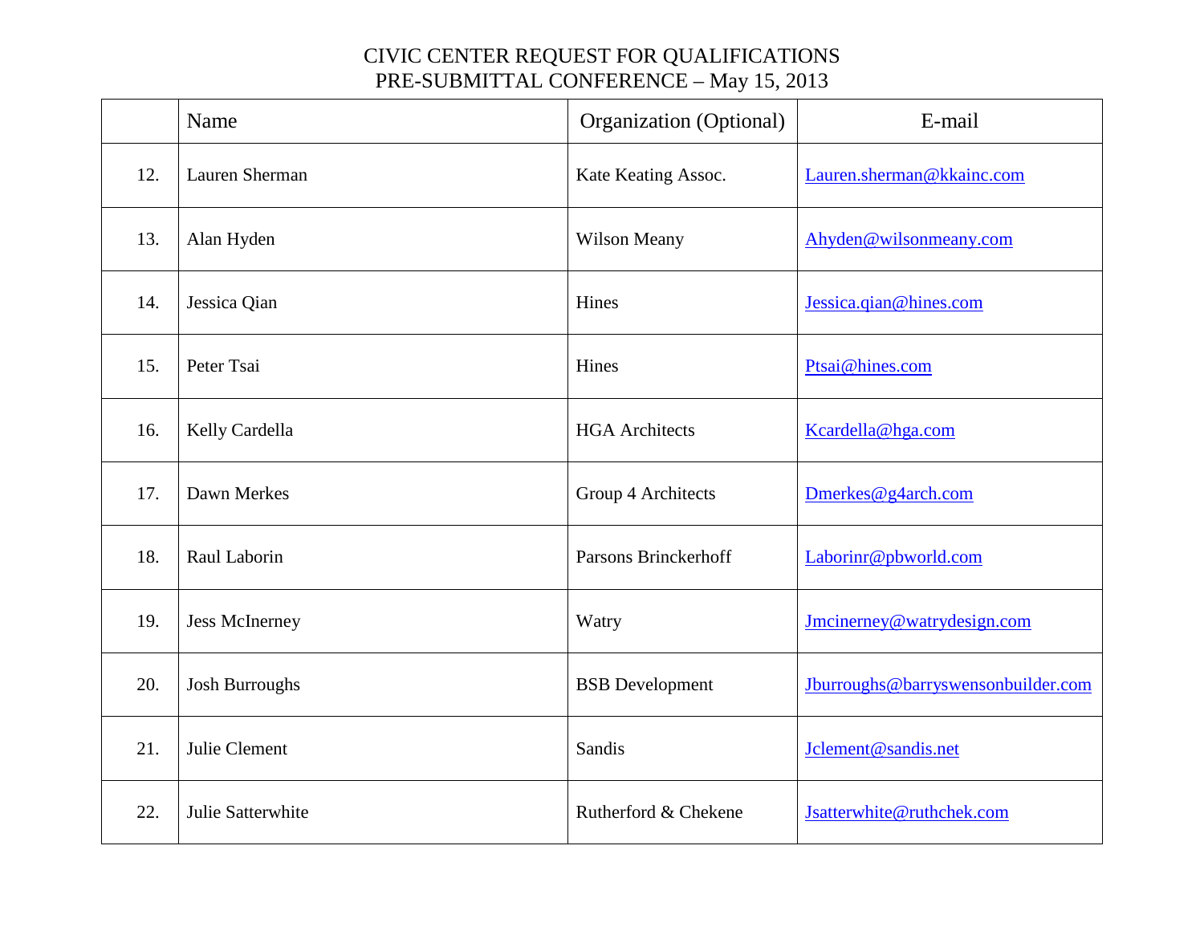CIVIC CENTER REQUEST FOR QUALIFICATIONS
PRE-SUBMITTAL CONFERENCE – May 15, 2013

| | Name | Organization (Optional) | E-mail |
|---|---|---|---|
| 12. | Lauren Sherman | Kate Keating Assoc. | Lauren.sherman@kkainc.com |
| 13. | Alan Hyden | Wilson Meany | Ahyden@wilsonmeany.com |
| 14. | Jessica Qian | Hines | Jessica.qian@hines.com |
| 15. | Peter Tsai | Hines | Ptsai@hines.com |
| 16. | Kelly Cardella | HGA Architects | Kcardella@hga.com |
| 17. | Dawn Merkes | Group 4 Architects | Dmerkes@g4arch.com |
| 18. | Raul Laborin | Parsons Brinckerhoff | Laborinr@pbworld.com |
| 19. | Jess McInerney | Watry | Jmcinerney@watrydesign.com |
| 20. | Josh Burroughs | BSB Development | Jburroughs@barryswensonbuilder.com |
| 21. | Julie Clement | Sandis | Jclement@sandis.net |
| 22. | Julie Satterwhite | Rutherford & Chekene | Jsatterwhite@ruthchek.com |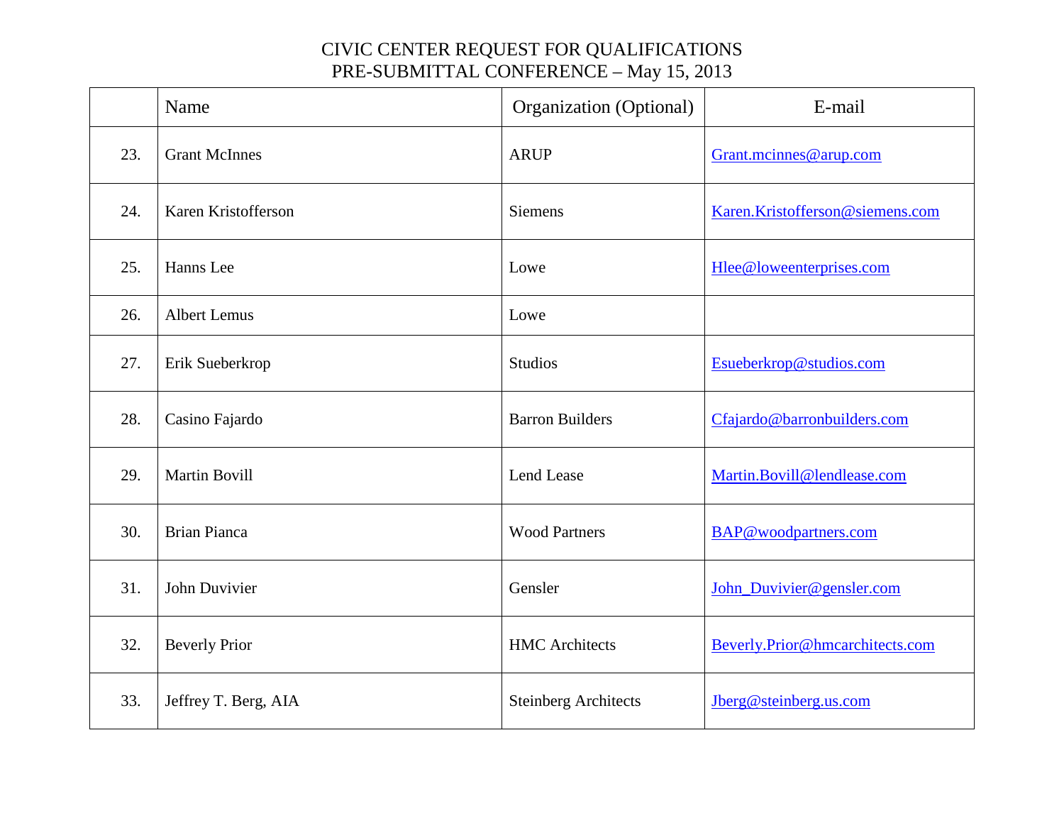# CIVIC CENTER REQUEST FOR QUALIFICATIONS
## PRE-SUBMITTAL CONFERENCE – May 15, 2013

| | Name | Organization (Optional) | E-mail |
|---|---|---|---|
| 23. | Grant McInnes | ARUP | Grant.mcinnes@arup.com |
| 24. | Karen Kristofferson | Siemens | Karen.Kristofferson@siemens.com |
| 25. | Hanns Lee | Lowe | Hlee@loweenterprises.com |
| 26. | Albert Lemus | Lowe | |
| 27. | Erik Sueberkrop | Studios | Esueberkrop@studios.com |
| 28. | Casino Fajardo | Barron Builders | Cfajardo@barronbuilders.com |
| 29. | Martin Bovill | Lend Lease | Martin.Bovill@lendlease.com |
| 30. | Brian Pianca | Wood Partners | BAP@woodpartners.com |
| 31. | John Duvivier | Gensler | John_Duvivier@gensler.com |
| 32. | Beverly Prior | HMC Architects | Beverly.Prior@hmcarchitects.com |
| 33. | Jeffrey T. Berg, AIA | Steinberg Architects | Jberg@steinberg.us.com |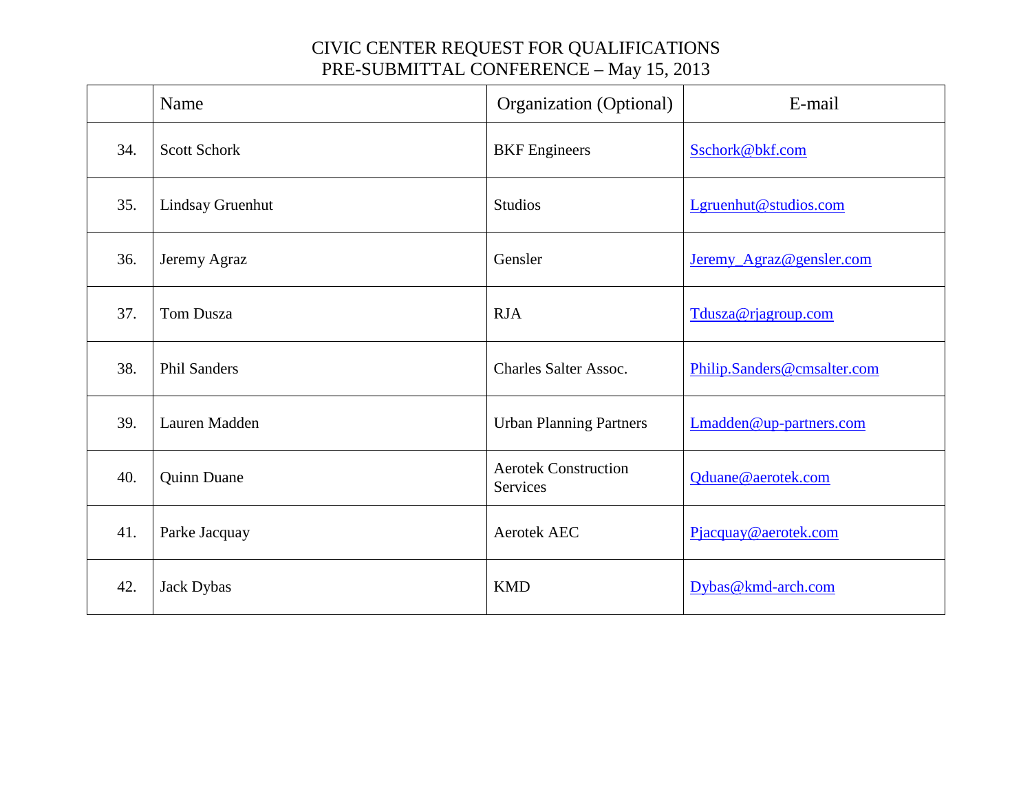CIVIC CENTER REQUEST FOR QUALIFICATIONS
PRE-SUBMITTAL CONFERENCE – May 15, 2013

| | Name | Organization (Optional) | E-mail |
|---|---|---|---|
| 34. | Scott Schork | BKF Engineers | Sschork@bkf.com |
| 35. | Lindsay Gruenhut | Studios | Lgruenhut@studios.com |
| 36. | Jeremy Agraz | Gensler | Jeremy_Agraz@gensler.com |
| 37. | Tom Dusza | RJA | Tdusza@rjagroup.com |
| 38. | Phil Sanders | Charles Salter Assoc. | Philip.Sanders@cmsalter.com |
| 39. | Lauren Madden | Urban Planning Partners | Lmadden@up-partners.com |
| 40. | Quinn Duane | Aerotek Construction Services | Qduane@aerotek.com |
| 41. | Parke Jacquay | Aerotek AEC | Pjacquay@aerotek.com |
| 42. | Jack Dybas | KMD | Dybas@kmd-arch.com |